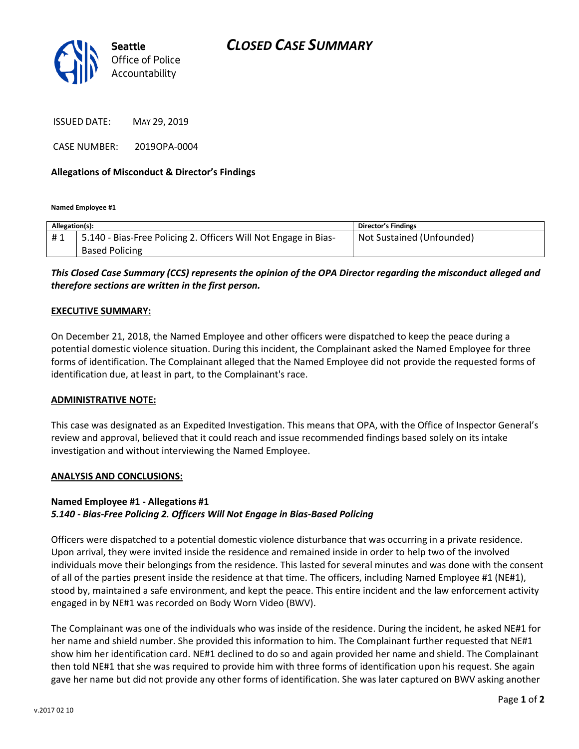**Seattle Office of Police Accountability**

# CLOSED CASE SUMMARY

ISSUED DATE: MAY 29, 2019

CASE NUMBER: 2019OPA-0004

**Allegations of Misconduct & Director's Findings**

**Named Employee #1**

| Allegation(s): | | Director's Findings |
|---|---|---|
| # 1 | 5.140 - Bias-Free Policing 2. Officers Will Not Engage in Bias-Based Policing | Not Sustained (Unfounded) |

***This Closed Case Summary (CCS) represents the opinion of the OPA Director regarding the misconduct alleged and therefore sections are written in the first person.***

**EXECUTIVE SUMMARY:**

On December 21, 2018, the Named Employee and other officers were dispatched to keep the peace during a potential domestic violence situation. During this incident, the Complainant asked the Named Employee for three forms of identification. The Complainant alleged that the Named Employee did not provide the requested forms of identification due, at least in part, to the Complainant's race.

**ADMINISTRATIVE NOTE:**

This case was designated as an Expedited Investigation. This means that OPA, with the Office of Inspector General's review and approval, believed that it could reach and issue recommended findings based solely on its intake investigation and without interviewing the Named Employee.

**ANALYSIS AND CONCLUSIONS:**

**Named Employee #1 - Allegations #1**
***5.140 - Bias-Free Policing 2. Officers Will Not Engage in Bias-Based Policing***

Officers were dispatched to a potential domestic violence disturbance that was occurring in a private residence. Upon arrival, they were invited inside the residence and remained inside in order to help two of the involved individuals move their belongings from the residence. This lasted for several minutes and was done with the consent of all of the parties present inside the residence at that time. The officers, including Named Employee #1 (NE#1), stood by, maintained a safe environment, and kept the peace. This entire incident and the law enforcement activity engaged in by NE#1 was recorded on Body Worn Video (BWV).

The Complainant was one of the individuals who was inside of the residence. During the incident, he asked NE#1 for her name and shield number. She provided this information to him. The Complainant further requested that NE#1 show him her identification card. NE#1 declined to do so and again provided her name and shield. The Complainant then told NE#1 that she was required to provide him with three forms of identification upon his request. She again gave her name but did not provide any other forms of identification. She was later captured on BWV asking another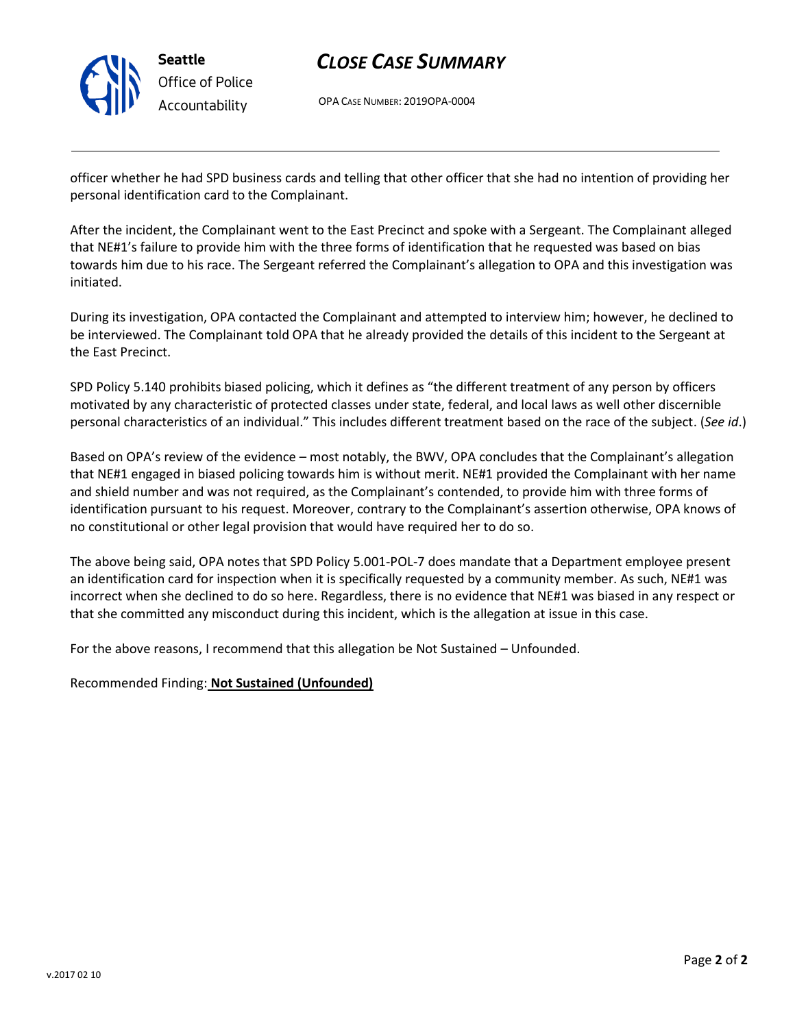officer whether he had SPD business cards and telling that other officer that she had no intention of providing her personal identification card to the Complainant.

After the incident, the Complainant went to the East Precinct and spoke with a Sergeant. The Complainant alleged that NE#1's failure to provide him with the three forms of identification that he requested was based on bias towards him due to his race. The Sergeant referred the Complainant's allegation to OPA and this investigation was initiated.

During its investigation, OPA contacted the Complainant and attempted to interview him; however, he declined to be interviewed. The Complainant told OPA that he already provided the details of this incident to the Sergeant at the East Precinct.

SPD Policy 5.140 prohibits biased policing, which it defines as "the different treatment of any person by officers motivated by any characteristic of protected classes under state, federal, and local laws as well other discernible personal characteristics of an individual." This includes different treatment based on the race of the subject. (*See id*.)

Based on OPA's review of the evidence – most notably, the BWV, OPA concludes that the Complainant's allegation that NE#1 engaged in biased policing towards him is without merit. NE#1 provided the Complainant with her name and shield number and was not required, as the Complainant's contended, to provide him with three forms of identification pursuant to his request. Moreover, contrary to the Complainant's assertion otherwise, OPA knows of no constitutional or other legal provision that would have required her to do so.

The above being said, OPA notes that SPD Policy 5.001-POL-7 does mandate that a Department employee present an identification card for inspection when it is specifically requested by a community member. As such, NE#1 was incorrect when she declined to do so here. Regardless, there is no evidence that NE#1 was biased in any respect or that she committed any misconduct during this incident, which is the allegation at issue in this case.

For the above reasons, I recommend that this allegation be Not Sustained – Unfounded.

Recommended Finding: **Not Sustained (Unfounded)**